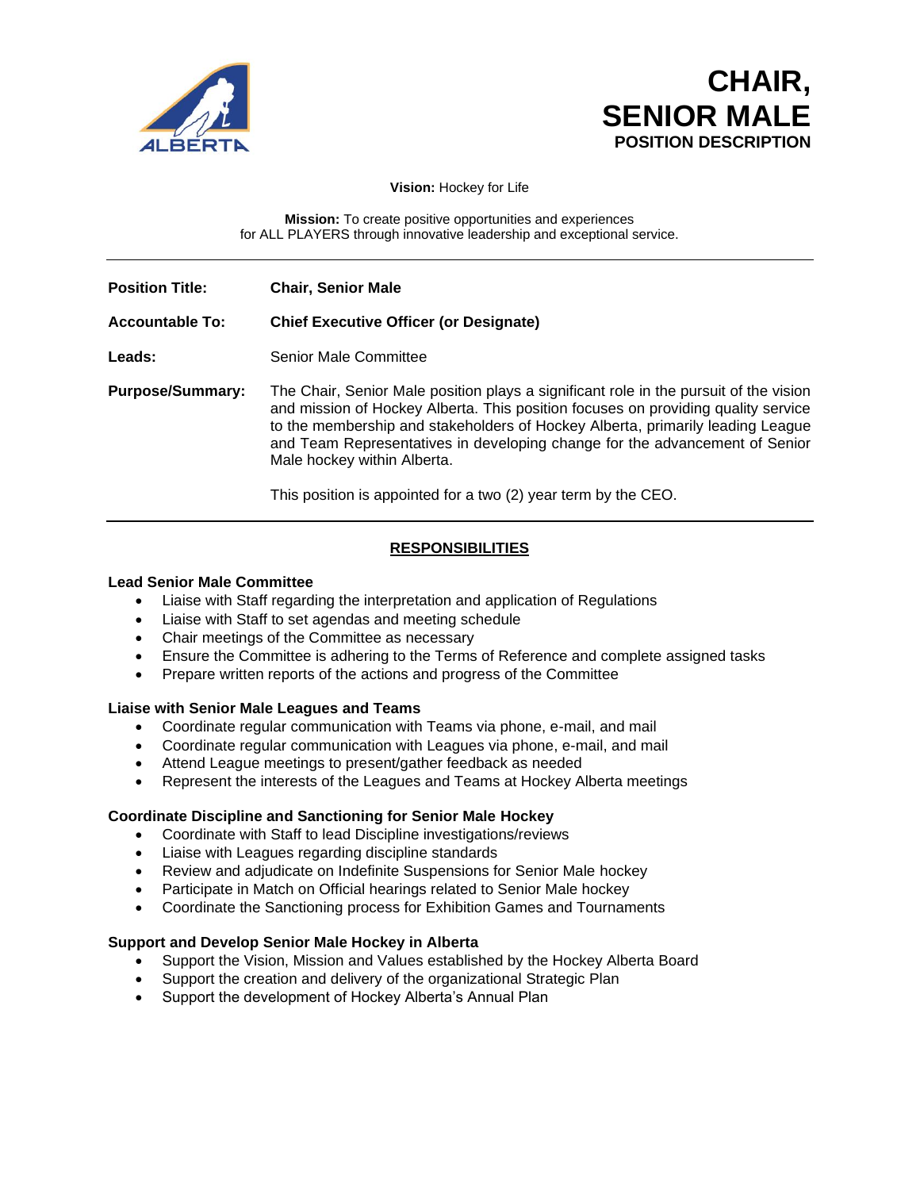# CHAIR, SENIOR MALE

**POSITION DESCRIPTION**

**Vision:** Hockey for Life

**Mission:** To create positive opportunities and experiences for ALL PLAYERS through innovative leadership and exceptional service.

---

| | |
|---|---|
| **Position Title:** | **Chair, Senior Male** |
| **Accountable To:** | **Chief Executive Officer (or Designate)** |
| **Leads:** | Senior Male Committee |
| **Purpose/Summary:** | The Chair, Senior Male position plays a significant role in the pursuit of the vision and mission of Hockey Alberta. This position focuses on providing quality service to the membership and stakeholders of Hockey Alberta, primarily leading League and Team Representatives in developing change for the advancement of Senior Male hockey within Alberta.<br><br>This position is appointed for a two (2) year term by the CEO. |

---

## RESPONSIBILITIES

### Lead Senior Male Committee

- Liaise with Staff regarding the interpretation and application of Regulations
- Liaise with Staff to set agendas and meeting schedule
- Chair meetings of the Committee as necessary
- Ensure the Committee is adhering to the Terms of Reference and complete assigned tasks
- Prepare written reports of the actions and progress of the Committee

### Liaise with Senior Male Leagues and Teams

- Coordinate regular communication with Teams via phone, e-mail, and mail
- Coordinate regular communication with Leagues via phone, e-mail, and mail
- Attend League meetings to present/gather feedback as needed
- Represent the interests of the Leagues and Teams at Hockey Alberta meetings

### Coordinate Discipline and Sanctioning for Senior Male Hockey

- Coordinate with Staff to lead Discipline investigations/reviews
- Liaise with Leagues regarding discipline standards
- Review and adjudicate on Indefinite Suspensions for Senior Male hockey
- Participate in Match on Official hearings related to Senior Male hockey
- Coordinate the Sanctioning process for Exhibition Games and Tournaments

### Support and Develop Senior Male Hockey in Alberta

- Support the Vision, Mission and Values established by the Hockey Alberta Board
- Support the creation and delivery of the organizational Strategic Plan
- Support the development of Hockey Alberta's Annual Plan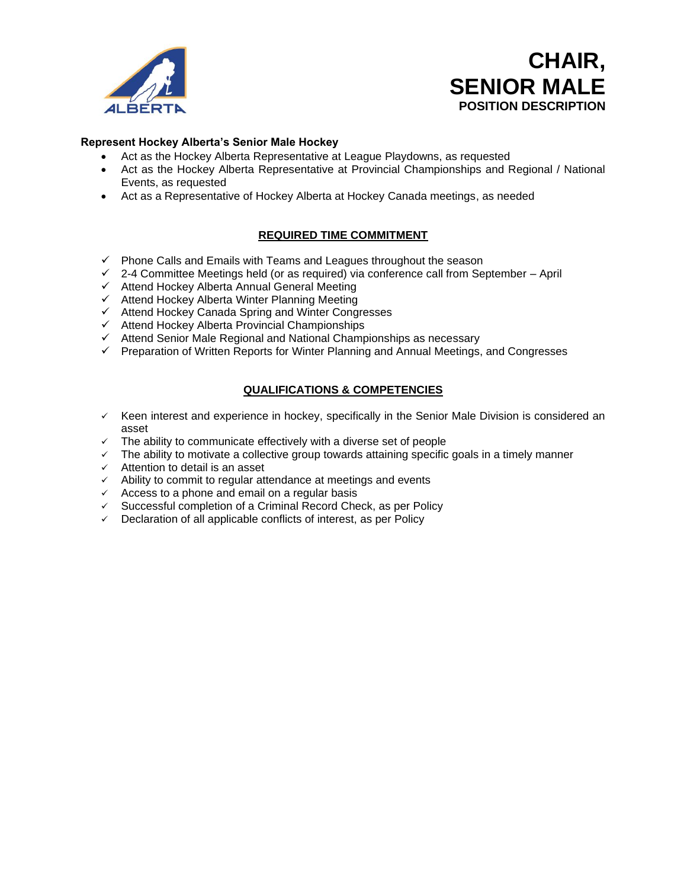# CHAIR, SENIOR MALE
**POSITION DESCRIPTION**

**Represent Hockey Alberta's Senior Male Hockey**

- Act as the Hockey Alberta Representative at League Playdowns, as requested
- Act as the Hockey Alberta Representative at Provincial Championships and Regional / National Events, as requested
- Act as a Representative of Hockey Alberta at Hockey Canada meetings, as needed

## REQUIRED TIME COMMITMENT

- ✓ Phone Calls and Emails with Teams and Leagues throughout the season
- ✓ 2-4 Committee Meetings held (or as required) via conference call from September – April
- ✓ Attend Hockey Alberta Annual General Meeting
- ✓ Attend Hockey Alberta Winter Planning Meeting
- ✓ Attend Hockey Canada Spring and Winter Congresses
- ✓ Attend Hockey Alberta Provincial Championships
- ✓ Attend Senior Male Regional and National Championships as necessary
- ✓ Preparation of Written Reports for Winter Planning and Annual Meetings, and Congresses

## QUALIFICATIONS & COMPETENCIES

- ✓ Keen interest and experience in hockey, specifically in the Senior Male Division is considered an asset
- ✓ The ability to communicate effectively with a diverse set of people
- ✓ The ability to motivate a collective group towards attaining specific goals in a timely manner
- ✓ Attention to detail is an asset
- ✓ Ability to commit to regular attendance at meetings and events
- ✓ Access to a phone and email on a regular basis
- ✓ Successful completion of a Criminal Record Check, as per Policy
- ✓ Declaration of all applicable conflicts of interest, as per Policy